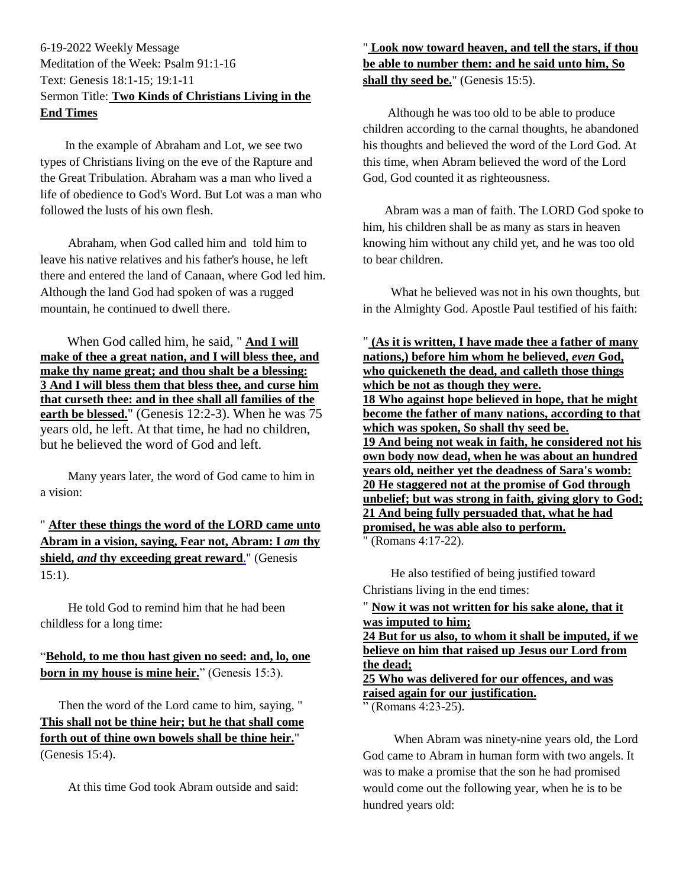6-19-2022 Weekly Message
Meditation of the Week: Psalm 91:1-16
Text: Genesis 18:1-15; 19:1-11
Sermon Title: **Two Kinds of Christians Living in the End Times**

In the example of Abraham and Lot, we see two types of Christians living on the eve of the Rapture and the Great Tribulation. Abraham was a man who lived a life of obedience to God's Word. But Lot was a man who followed the lusts of his own flesh.

Abraham, when God called him and told him to leave his native relatives and his father's house, he left there and entered the land of Canaan, where God led him. Although the land God had spoken of was a rugged mountain, he continued to dwell there.

When God called him, he said, " **And I will make of thee a great nation, and I will bless thee, and make thy name great; and thou shalt be a blessing: 3 And I will bless them that bless thee, and curse him that curseth thee: and in thee shall all families of the earth be blessed.**" (Genesis 12:2-3). When he was 75 years old, he left. At that time, he had no children, but he believed the word of God and left.

Many years later, the word of God came to him in a vision:

" **After these things the word of the LORD came unto Abram in a vision, saying, Fear not, Abram: I *am* thy shield, *and* thy exceeding great reward**." (Genesis 15:1).

He told God to remind him that he had been childless for a long time:

"**Behold, to me thou hast given no seed: and, lo, one born in my house is mine heir.**" (Genesis 15:3).

Then the word of the Lord came to him, saying, " **This shall not be thine heir; but he that shall come forth out of thine own bowels shall be thine heir.**" (Genesis 15:4).

At this time God took Abram outside and said:

" **Look now toward heaven, and tell the stars, if thou be able to number them: and he said unto him, So shall thy seed be.**" (Genesis 15:5).

Although he was too old to be able to produce children according to the carnal thoughts, he abandoned his thoughts and believed the word of the Lord God. At this time, when Abram believed the word of the Lord God, God counted it as righteousness.

Abram was a man of faith. The LORD God spoke to him, his children shall be as many as stars in heaven knowing him without any child yet, and he was too old to bear children.

What he believed was not in his own thoughts, but in the Almighty God. Apostle Paul testified of his faith:

" **(As it is written, I have made thee a father of many nations,) before him whom he believed, *even* God, who quickeneth the dead, and calleth those things which be not as though they were.**
**18 Who against hope believed in hope, that he might become the father of many nations, according to that which was spoken, So shall thy seed be.**
**19 And being not weak in faith, he considered not his own body now dead, when he was about an hundred years old, neither yet the deadness of Sara's womb:**
**20 He staggered not at the promise of God through unbelief; but was strong in faith, giving glory to God;**
**21 And being fully persuaded that, what he had promised, he was able also to perform.**
" (Romans 4:17-22).

He also testified of being justified toward Christians living in the end times:

" **Now it was not written for his sake alone, that it was imputed to him;**
**24 But for us also, to whom it shall be imputed, if we believe on him that raised up Jesus our Lord from the dead;**
**25 Who was delivered for our offences, and was raised again for our justification.**
" (Romans 4:23-25).

When Abram was ninety-nine years old, the Lord God came to Abram in human form with two angels. It was to make a promise that the son he had promised would come out the following year, when he is to be hundred years old: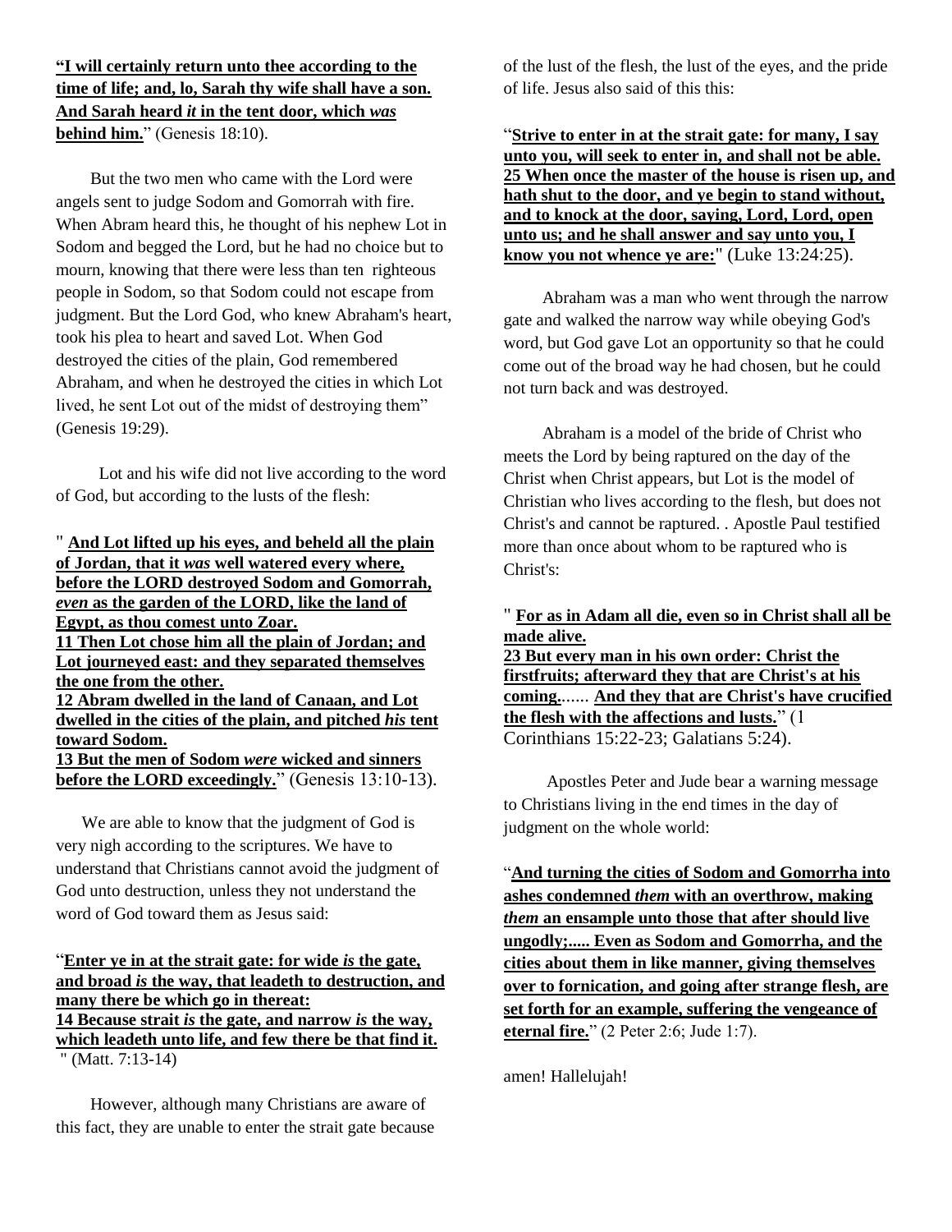**"I will certainly return unto thee according to the time of life; and, lo, Sarah thy wife shall have a son. And Sarah heard *it* in the tent door, which *was* behind him.**" (Genesis 18:10).

But the two men who came with the Lord were angels sent to judge Sodom and Gomorrah with fire. When Abram heard this, he thought of his nephew Lot in Sodom and begged the Lord, but he had no choice but to mourn, knowing that there were less than ten righteous people in Sodom, so that Sodom could not escape from judgment. But the Lord God, who knew Abraham's heart, took his plea to heart and saved Lot. When God destroyed the cities of the plain, God remembered Abraham, and when he destroyed the cities in which Lot lived, he sent Lot out of the midst of destroying them" (Genesis 19:29).

Lot and his wife did not live according to the word of God, but according to the lusts of the flesh:

" **And Lot lifted up his eyes, and beheld all the plain of Jordan, that it *was* well watered every where, before the LORD destroyed Sodom and Gomorrah, *even* as the garden of the LORD, like the land of Egypt, as thou comest unto Zoar.**
**11 Then Lot chose him all the plain of Jordan; and Lot journeyed east: and they separated themselves the one from the other.**
**12 Abram dwelled in the land of Canaan, and Lot dwelled in the cities of the plain, and pitched *his* tent toward Sodom.**
**13 But the men of Sodom *were* wicked and sinners before the LORD exceedingly.**" (Genesis 13:10-13).

We are able to know that the judgment of God is very nigh according to the scriptures. We have to understand that Christians cannot avoid the judgment of God unto destruction, unless they not understand the word of God toward them as Jesus said:

"**Enter ye in at the strait gate: for wide *is* the gate, and broad *is* the way, that leadeth to destruction, and many there be which go in thereat:**
**14 Because strait *is* the gate, and narrow *is* the way, which leadeth unto life, and few there be that find it.**
" (Matt. 7:13-14)

However, although many Christians are aware of this fact, they are unable to enter the strait gate because of the lust of the flesh, the lust of the eyes, and the pride of life. Jesus also said of this this:

"**Strive to enter in at the strait gate: for many, I say unto you, will seek to enter in, and shall not be able. 25 When once the master of the house is risen up, and hath shut to the door, and ye begin to stand without, and to knock at the door, saying, Lord, Lord, open unto us; and he shall answer and say unto you, I know you not whence ye are:**" (Luke 13:24:25).

Abraham was a man who went through the narrow gate and walked the narrow way while obeying God's word, but God gave Lot an opportunity so that he could come out of the broad way he had chosen, but he could not turn back and was destroyed.

Abraham is a model of the bride of Christ who meets the Lord by being raptured on the day of the Christ when Christ appears, but Lot is the model of Christian who lives according to the flesh, but does not Christ's and cannot be raptured. . Apostle Paul testified more than once about whom to be raptured who is Christ's:

" **For as in Adam all die, even so in Christ shall all be made alive.**
**23 But every man in his own order: Christ the firstfruits; afterward they that are Christ's at his coming.**...... **And they that are Christ's have crucified the flesh with the affections and lusts.**" (1 Corinthians 15:22-23; Galatians 5:24).

Apostles Peter and Jude bear a warning message to Christians living in the end times in the day of judgment on the whole world:

"**And turning the cities of Sodom and Gomorrha into ashes condemned *them* with an overthrow, making *them* an ensample unto those that after should live ungodly;..... Even as Sodom and Gomorrha, and the cities about them in like manner, giving themselves over to fornication, and going after strange flesh, are set forth for an example, suffering the vengeance of eternal fire.**" (2 Peter 2:6; Jude 1:7).

amen! Hallelujah!